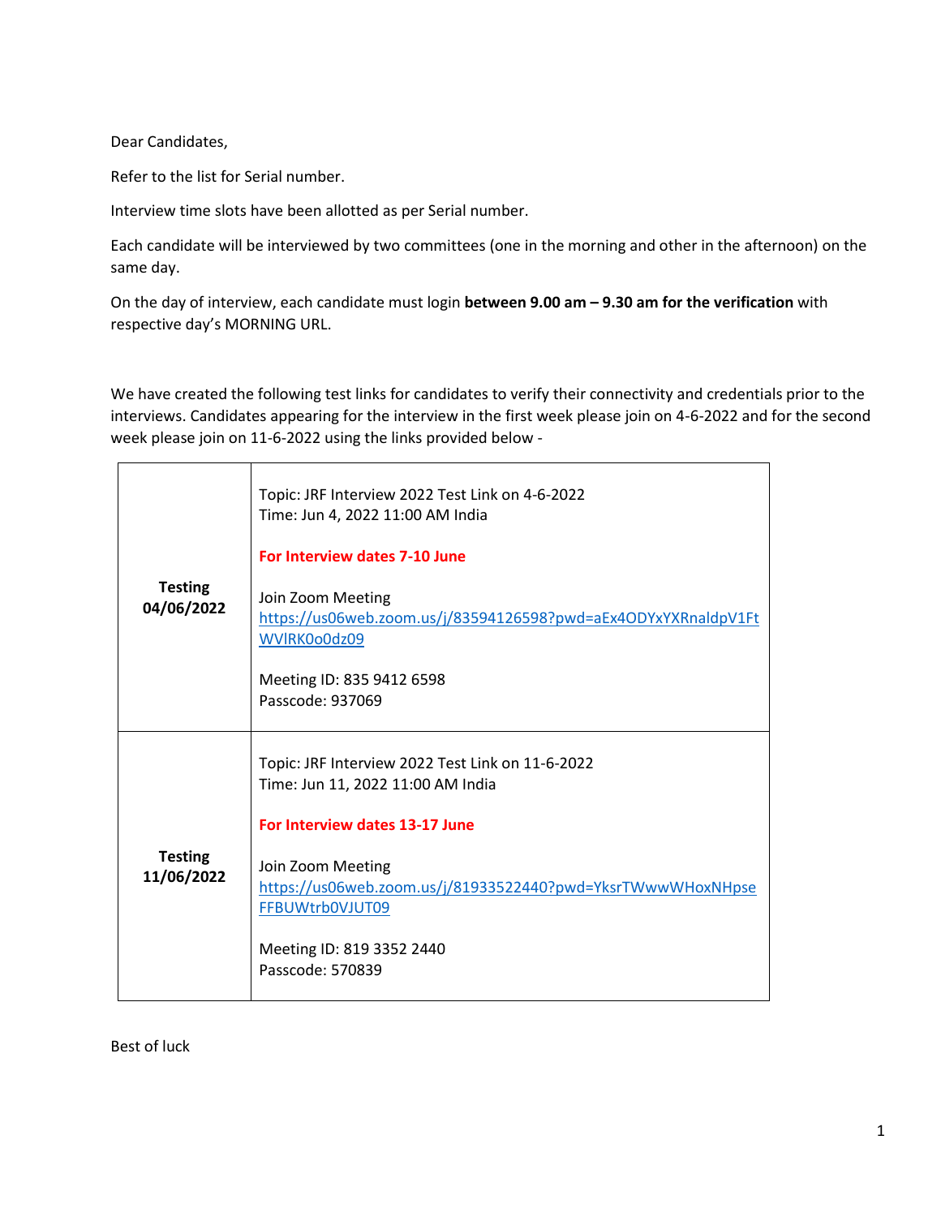Dear Candidates,

Refer to the list for Serial number.

Interview time slots have been allotted as per Serial number.

Each candidate will be interviewed by two committees (one in the morning and other in the afternoon) on the same day.

On the day of interview, each candidate must login **between 9.00 am – 9.30 am for the verification** with respective day's MORNING URL.

We have created the following test links for candidates to verify their connectivity and credentials prior to the interviews. Candidates appearing for the interview in the first week please join on 4-6-2022 and for the second week please join on 11-6-2022 using the links provided below -

| | |
|---|---|
| **Testing 04/06/2022** | Topic: JRF Interview 2022 Test Link on 4-6-2022<br>Time: Jun 4, 2022 11:00 AM India<br><br>**For Interview dates 7-10 June**<br><br>Join Zoom Meeting<br>https://us06web.zoom.us/j/83594126598?pwd=aEx4ODYxYXRnaldpV1FtWVlRK0o0dz09<br><br>Meeting ID: 835 9412 6598<br>Passcode: 937069 |
| **Testing 11/06/2022** | Topic: JRF Interview 2022 Test Link on 11-6-2022<br>Time: Jun 11, 2022 11:00 AM India<br><br>**For Interview dates 13-17 June**<br><br>Join Zoom Meeting<br>https://us06web.zoom.us/j/81933522440?pwd=YksrTWwwWHoxNHpseFFBUWtrb0VJUT09<br><br>Meeting ID: 819 3352 2440<br>Passcode: 570839 |

Best of luck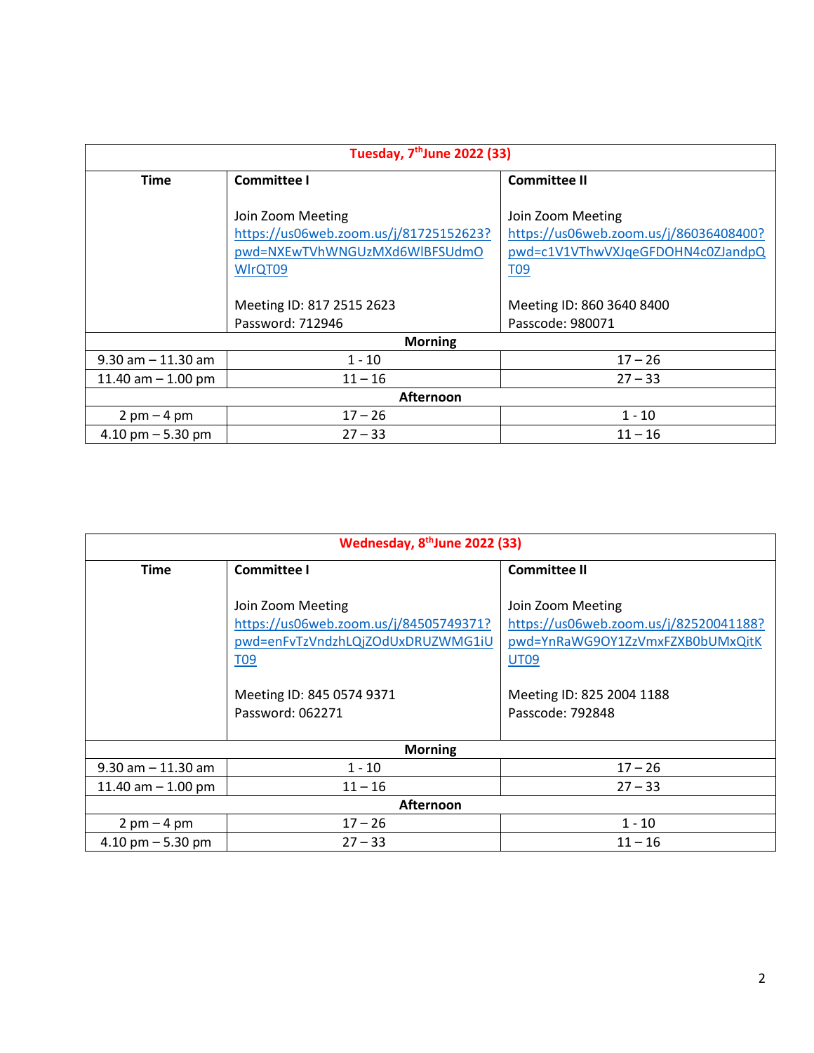| Tuesday, 7th June 2022 (33) | | |
|---|---|---|
| **Time** | **Committee I**<br><br>Join Zoom Meeting<br>https://us06web.zoom.us/j/81725152623?pwd=NXEwTVhWNGUzMXd6WlBFSUdmOWlrQT09<br><br>Meeting ID: 817 2515 2623<br>Password: 712946 | **Committee II**<br><br>Join Zoom Meeting<br>https://us06web.zoom.us/j/86036408400?pwd=c1V1VThwVXJqeGFDOHN4c0ZJandpQT09<br><br>Meeting ID: 860 3640 8400<br>Passcode: 980071 |
| **Morning** | | |
| 9.30 am – 11.30 am | 1 - 10 | 17 – 26 |
| 11.40 am – 1.00 pm | 11 – 16 | 27 – 33 |
| **Afternoon** | | |
| 2 pm – 4 pm | 17 – 26 | 1 - 10 |
| 4.10 pm – 5.30 pm | 27 – 33 | 11 – 16 |

| Wednesday, 8th June 2022 (33) | | |
|---|---|---|
| **Time** | **Committee I**<br><br>Join Zoom Meeting<br>https://us06web.zoom.us/j/84505749371?pwd=enFvTzVndzhLQjZOdUxDRUZWMG1iUT09<br><br>Meeting ID: 845 0574 9371<br>Password: 062271 | **Committee II**<br><br>Join Zoom Meeting<br>https://us06web.zoom.us/j/82520041188?pwd=YnRaWG9OY1ZzVmxFZXB0bUMxQitKUT09<br><br>Meeting ID: 825 2004 1188<br>Passcode: 792848 |
| **Morning** | | |
| 9.30 am – 11.30 am | 1 - 10 | 17 – 26 |
| 11.40 am – 1.00 pm | 11 – 16 | 27 – 33 |
| **Afternoon** | | |
| 2 pm – 4 pm | 17 – 26 | 1 - 10 |
| 4.10 pm – 5.30 pm | 27 – 33 | 11 – 16 |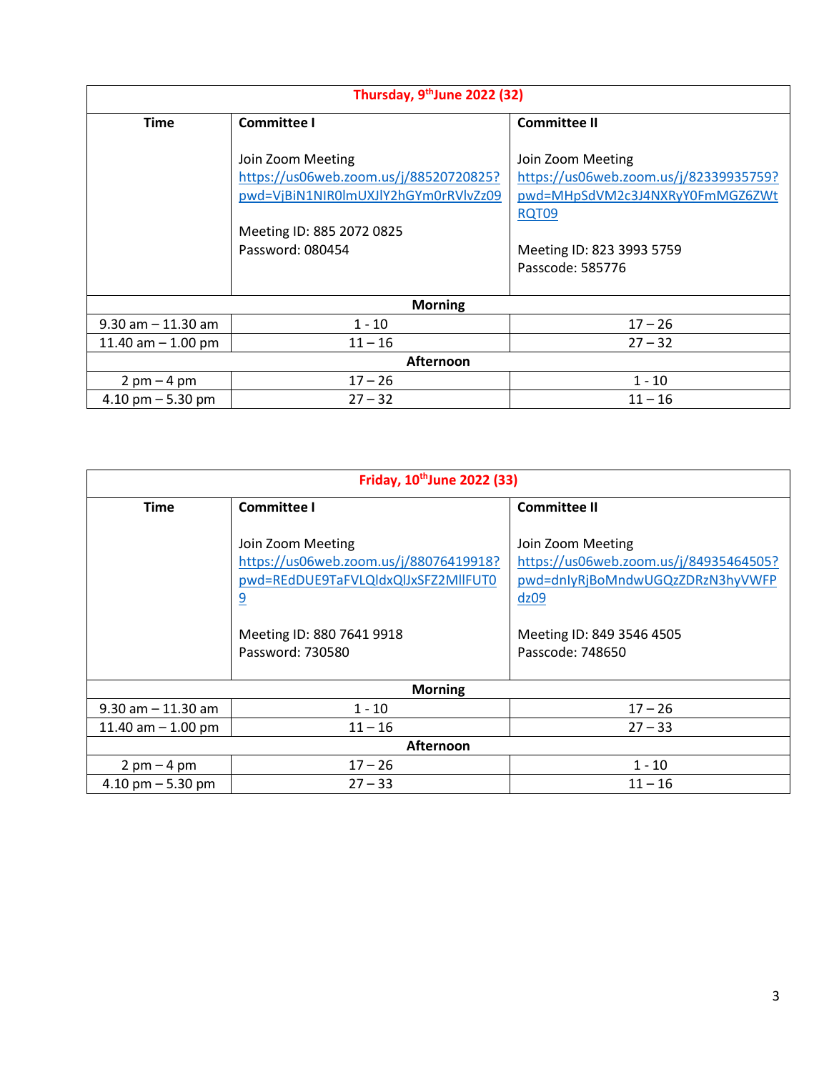| Thursday, 9th June 2022 (32) | | |
|---|---|---|
| **Time** | **Committee I**<br><br>Join Zoom Meeting<br>https://us06web.zoom.us/j/88520720825?pwd=VjBiN1NIR0lmUXJlY2hGYm0rRVlvZz09<br><br>Meeting ID: 885 2072 0825<br>Password: 080454 | **Committee II**<br><br>Join Zoom Meeting<br>https://us06web.zoom.us/j/82339935759?pwd=MHpSdVM2c3J4NXRyY0FmMGZ6ZWtRQT09<br><br>Meeting ID: 823 3993 5759<br>Passcode: 585776 |
| **Morning** | | |
| 9.30 am – 11.30 am | 1 - 10 | 17 – 26 |
| 11.40 am – 1.00 pm | 11 – 16 | 27 – 32 |
| **Afternoon** | | |
| 2 pm – 4 pm | 17 – 26 | 1 - 10 |
| 4.10 pm – 5.30 pm | 27 – 32 | 11 – 16 |

| Friday, 10th June 2022 (33) | | |
|---|---|---|
| **Time** | **Committee I**<br><br>Join Zoom Meeting<br>https://us06web.zoom.us/j/88076419918?pwd=REdDUE9TaFVLQldxQlJxSFZ2MllFUT09<br><br>Meeting ID: 880 7641 9918<br>Password: 730580 | **Committee II**<br><br>Join Zoom Meeting<br>https://us06web.zoom.us/j/84935464505?pwd=dnlyRjBoMndwUGQzZDRzN3hyVWFPdz09<br><br>Meeting ID: 849 3546 4505<br>Passcode: 748650 |
| **Morning** | | |
| 9.30 am – 11.30 am | 1 - 10 | 17 – 26 |
| 11.40 am – 1.00 pm | 11 – 16 | 27 – 33 |
| **Afternoon** | | |
| 2 pm – 4 pm | 17 – 26 | 1 - 10 |
| 4.10 pm – 5.30 pm | 27 – 33 | 11 – 16 |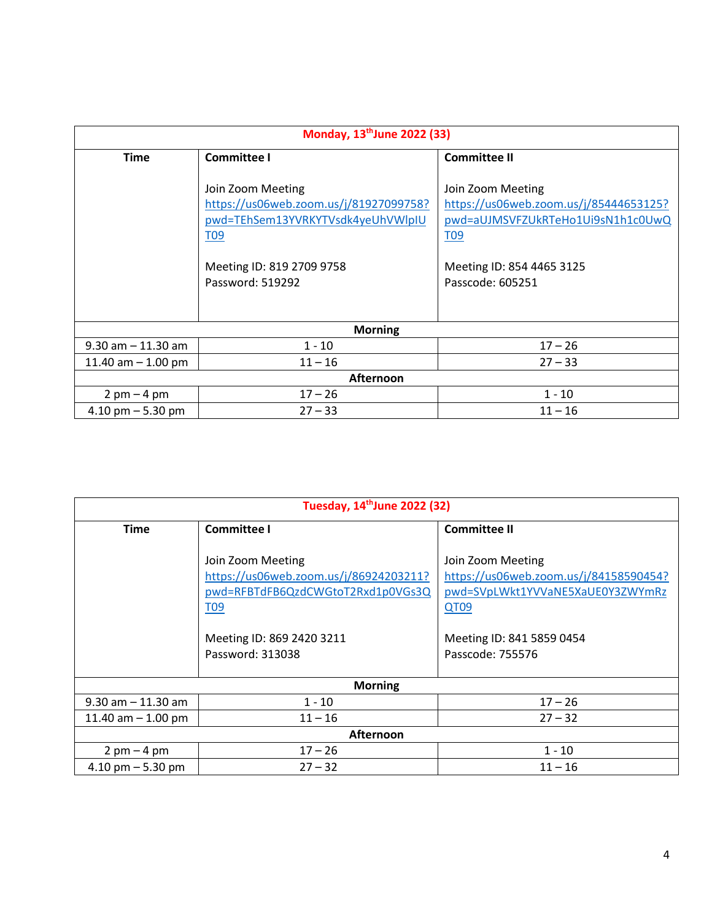| Monday, 13th June 2022 (33) | | |
|---|---|---|
| **Time** | **Committee I**<br><br>Join Zoom Meeting<br>https://us06web.zoom.us/j/81927099758?pwd=TEhSem13YVRKYTVsdk4yeUhVWlplUT09<br><br>Meeting ID: 819 2709 9758<br>Password: 519292 | **Committee II**<br><br>Join Zoom Meeting<br>https://us06web.zoom.us/j/85444653125?pwd=aUJMSVFZUkRTeHo1Ui9sN1h1c0UwQT09<br><br>Meeting ID: 854 4465 3125<br>Passcode: 605251 |
| **Morning** | | |
| 9.30 am – 11.30 am | 1 - 10 | 17 – 26 |
| 11.40 am – 1.00 pm | 11 – 16 | 27 – 33 |
| **Afternoon** | | |
| 2 pm – 4 pm | 17 – 26 | 1 - 10 |
| 4.10 pm – 5.30 pm | 27 – 33 | 11 – 16 |

| Tuesday, 14th June 2022 (32) | | |
|---|---|---|
| **Time** | **Committee I**<br><br>Join Zoom Meeting<br>https://us06web.zoom.us/j/86924203211?pwd=RFBTdFB6QzdCWGtoT2Rxd1p0VGs3QT09<br><br>Meeting ID: 869 2420 3211<br>Password: 313038 | **Committee II**<br><br>Join Zoom Meeting<br>https://us06web.zoom.us/j/84158590454?pwd=SVpLWkt1YVVaNE5XaUE0Y3ZWYmRzQT09<br><br>Meeting ID: 841 5859 0454<br>Passcode: 755576 |
| **Morning** | | |
| 9.30 am – 11.30 am | 1 - 10 | 17 – 26 |
| 11.40 am – 1.00 pm | 11 – 16 | 27 – 32 |
| **Afternoon** | | |
| 2 pm – 4 pm | 17 – 26 | 1 - 10 |
| 4.10 pm – 5.30 pm | 27 – 32 | 11 – 16 |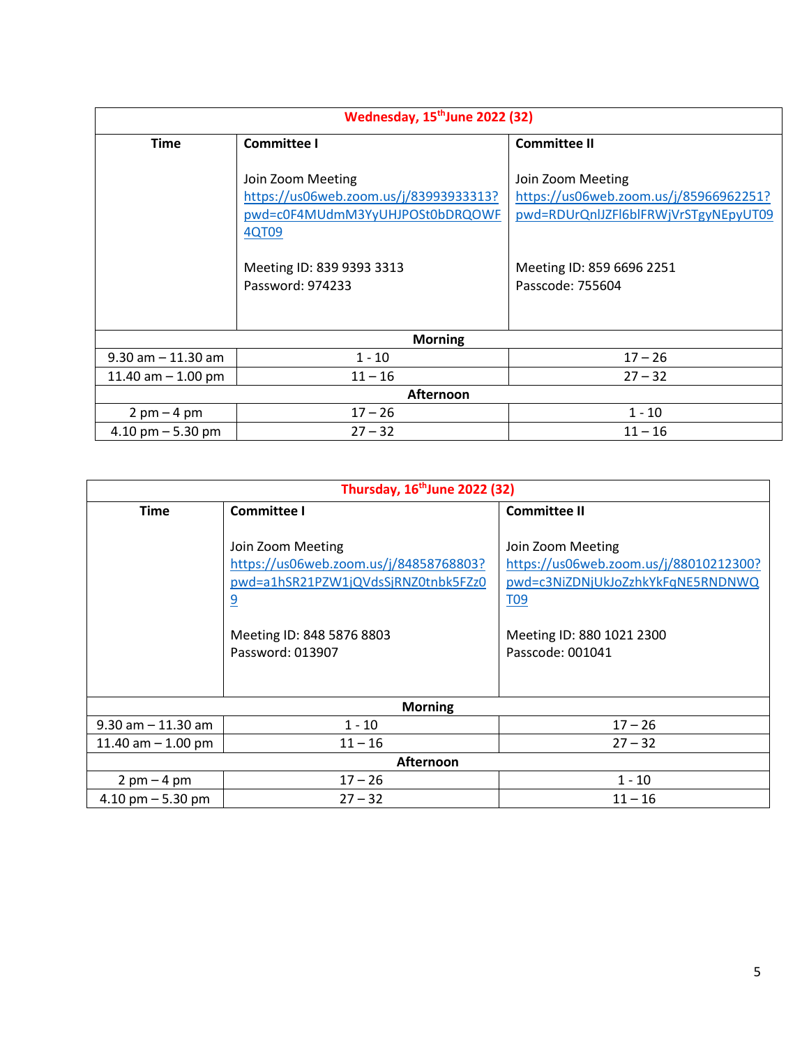| Wednesday, 15th June 2022 (32) | | |
|---|---|---|
| **Time** | **Committee I**<br><br>Join Zoom Meeting<br>https://us06web.zoom.us/j/83993933313?pwd=c0F4MUdmM3YyUHJPOSt0bDRQOWF4QT09<br><br>Meeting ID: 839 9393 3313<br>Password: 974233 | **Committee II**<br><br>Join Zoom Meeting<br>https://us06web.zoom.us/j/85966962251?pwd=RDUrQnlJZFl6blFRWjVrSTgyNEpyUT09<br><br>Meeting ID: 859 6696 2251<br>Passcode: 755604 |
| **Morning** | | |
| 9.30 am – 11.30 am | 1 - 10 | 17 – 26 |
| 11.40 am – 1.00 pm | 11 – 16 | 27 – 32 |
| **Afternoon** | | |
| 2 pm – 4 pm | 17 – 26 | 1 - 10 |
| 4.10 pm – 5.30 pm | 27 – 32 | 11 – 16 |

| Thursday, 16th June 2022 (32) | | |
|---|---|---|
| **Time** | **Committee I**<br><br>Join Zoom Meeting<br>https://us06web.zoom.us/j/84858768803?pwd=a1hSR21PZW1jQVdsSjRNZ0tnbk5FZz09<br><br>Meeting ID: 848 5876 8803<br>Password: 013907 | **Committee II**<br><br>Join Zoom Meeting<br>https://us06web.zoom.us/j/88010212300?pwd=c3NiZDNjUkJoZzhkYkFqNE5RNDNWQT09<br><br>Meeting ID: 880 1021 2300<br>Passcode: 001041 |
| **Morning** | | |
| 9.30 am – 11.30 am | 1 - 10 | 17 – 26 |
| 11.40 am – 1.00 pm | 11 – 16 | 27 – 32 |
| **Afternoon** | | |
| 2 pm – 4 pm | 17 – 26 | 1 - 10 |
| 4.10 pm – 5.30 pm | 27 – 32 | 11 – 16 |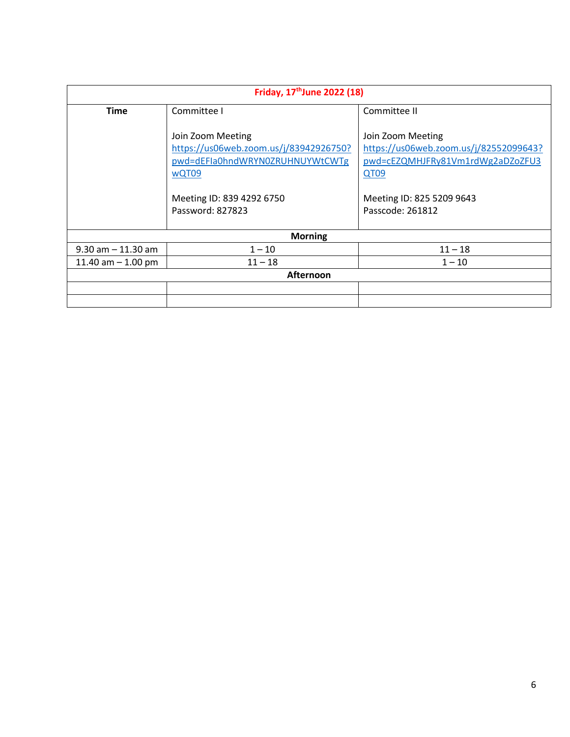| Friday, 17th June 2022 (18) | | |
|---|---|---|
| **Time** | Committee I<br><br>Join Zoom Meeting<br>https://us06web.zoom.us/j/83942926750?pwd=dEFIa0hndWRYN0ZRUHNUYWtCWTgwQT09<br><br>Meeting ID: 839 4292 6750<br>Password: 827823 | Committee II<br><br>Join Zoom Meeting<br>https://us06web.zoom.us/j/82552099643?pwd=cEZQMHJFRy81Vm1rdWg2aDZoZFU3QT09<br><br>Meeting ID: 825 5209 9643<br>Passcode: 261812 |
| **Morning** | | |
| 9.30 am – 11.30 am | 1 – 10 | 11 – 18 |
| 11.40 am – 1.00 pm | 11 – 18 | 1 – 10 |
| **Afternoon** | | |
| | | |
| | | |